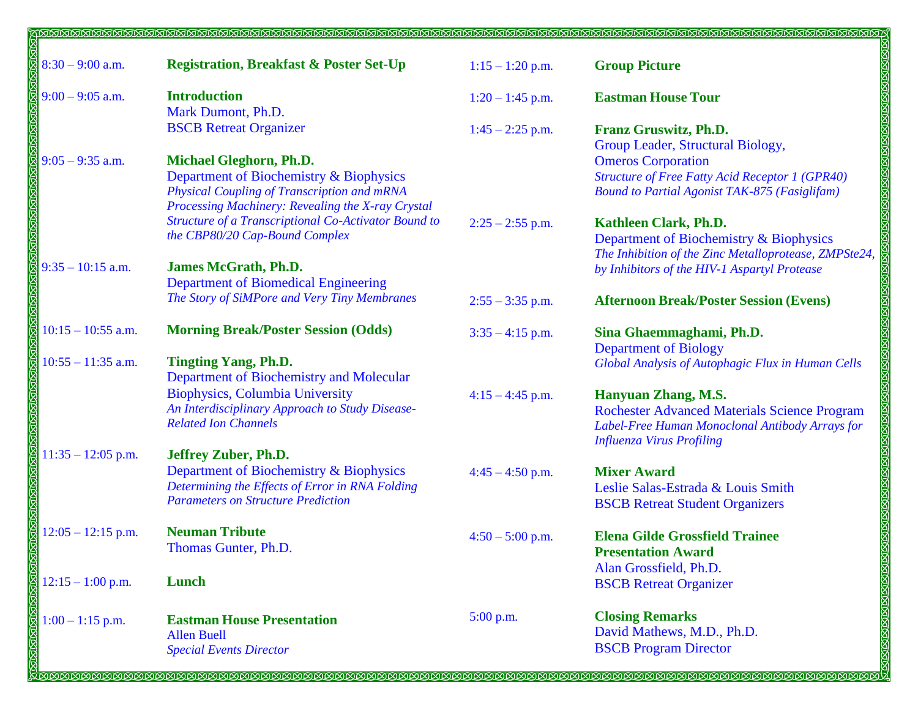8:30 – 9:00 a.m. **Registration, Breakfast & Poster Set-Up**

9:00 – 9:05 a.m. **Introduction**
Mark Dumont, Ph.D.
BSCB Retreat Organizer

9:05 – 9:35 a.m. **Michael Gleghorn, Ph.D.**
Department of Biochemistry & Biophysics
*Physical Coupling of Transcription and mRNA Processing Machinery: Revealing the X-ray Crystal Structure of a Transcriptional Co-Activator Bound to the CBP80/20 Cap-Bound Complex*

9:35 – 10:15 a.m. **James McGrath, Ph.D.**
Department of Biomedical Engineering
*The Story of SiMPore and Very Tiny Membranes*

10:15 – 10:55 a.m. **Morning Break/Poster Session (Odds)**

10:55 – 11:35 a.m. **Tingting Yang, Ph.D.**
Department of Biochemistry and Molecular Biophysics, Columbia University
*An Interdisciplinary Approach to Study Disease-Related Ion Channels*

11:35 – 12:05 p.m. **Jeffrey Zuber, Ph.D.**
Department of Biochemistry & Biophysics
*Determining the Effects of Error in RNA Folding Parameters on Structure Prediction*

12:05 – 12:15 p.m. **Neuman Tribute**
Thomas Gunter, Ph.D.

12:15 – 1:00 p.m. **Lunch**

1:00 – 1:15 p.m. **Eastman House Presentation**
Allen Buell
*Special Events Director*

1:15 – 1:20 p.m. **Group Picture**

1:20 – 1:45 p.m. **Eastman House Tour**

1:45 – 2:25 p.m. **Franz Gruswitz, Ph.D.**
Group Leader, Structural Biology,
Omeros Corporation
*Structure of Free Fatty Acid Receptor 1 (GPR40) Bound to Partial Agonist TAK-875 (Fasiglifam)*

2:25 – 2:55 p.m. **Kathleen Clark, Ph.D.**
Department of Biochemistry & Biophysics
*The Inhibition of the Zinc Metalloprotease, ZMPSte24, by Inhibitors of the HIV-1 Aspartyl Protease*

2:55 – 3:35 p.m. **Afternoon Break/Poster Session (Evens)**

3:35 – 4:15 p.m. **Sina Ghaemmaghami, Ph.D.**
Department of Biology
*Global Analysis of Autophagic Flux in Human Cells*

4:15 – 4:45 p.m. **Hanyuan Zhang, M.S.**
Rochester Advanced Materials Science Program
*Label-Free Human Monoclonal Antibody Arrays for Influenza Virus Profiling*

4:45 – 4:50 p.m. **Mixer Award**
Leslie Salas-Estrada & Louis Smith
BSCB Retreat Student Organizers

4:50 – 5:00 p.m. **Elena Gilde Grossfield Trainee Presentation Award**
Alan Grossfield, Ph.D.
BSCB Retreat Organizer

5:00 p.m. **Closing Remarks**
David Mathews, M.D., Ph.D.
BSCB Program Director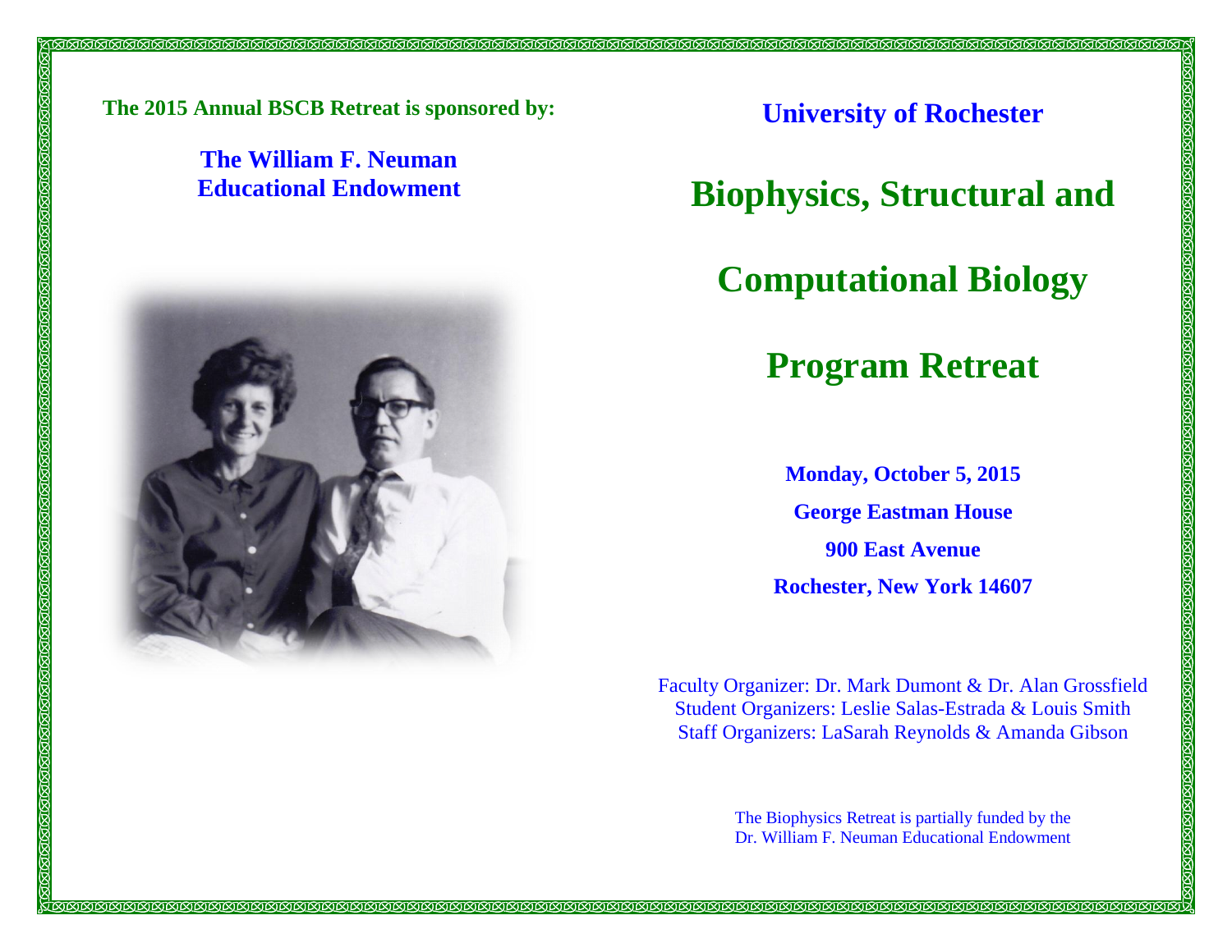**The 2015 Annual BSCB Retreat is sponsored by:**

**The William F. Neuman Educational Endowment**

**University of Rochester**

# Biophysics, Structural and Computational Biology Program Retreat

**Monday, October 5, 2015**

**George Eastman House**

**900 East Avenue**

**Rochester, New York 14607**

Faculty Organizer: Dr. Mark Dumont & Dr. Alan Grossfield
Student Organizers: Leslie Salas-Estrada & Louis Smith
Staff Organizers: LaSarah Reynolds & Amanda Gibson

The Biophysics Retreat is partially funded by the Dr. William F. Neuman Educational Endowment